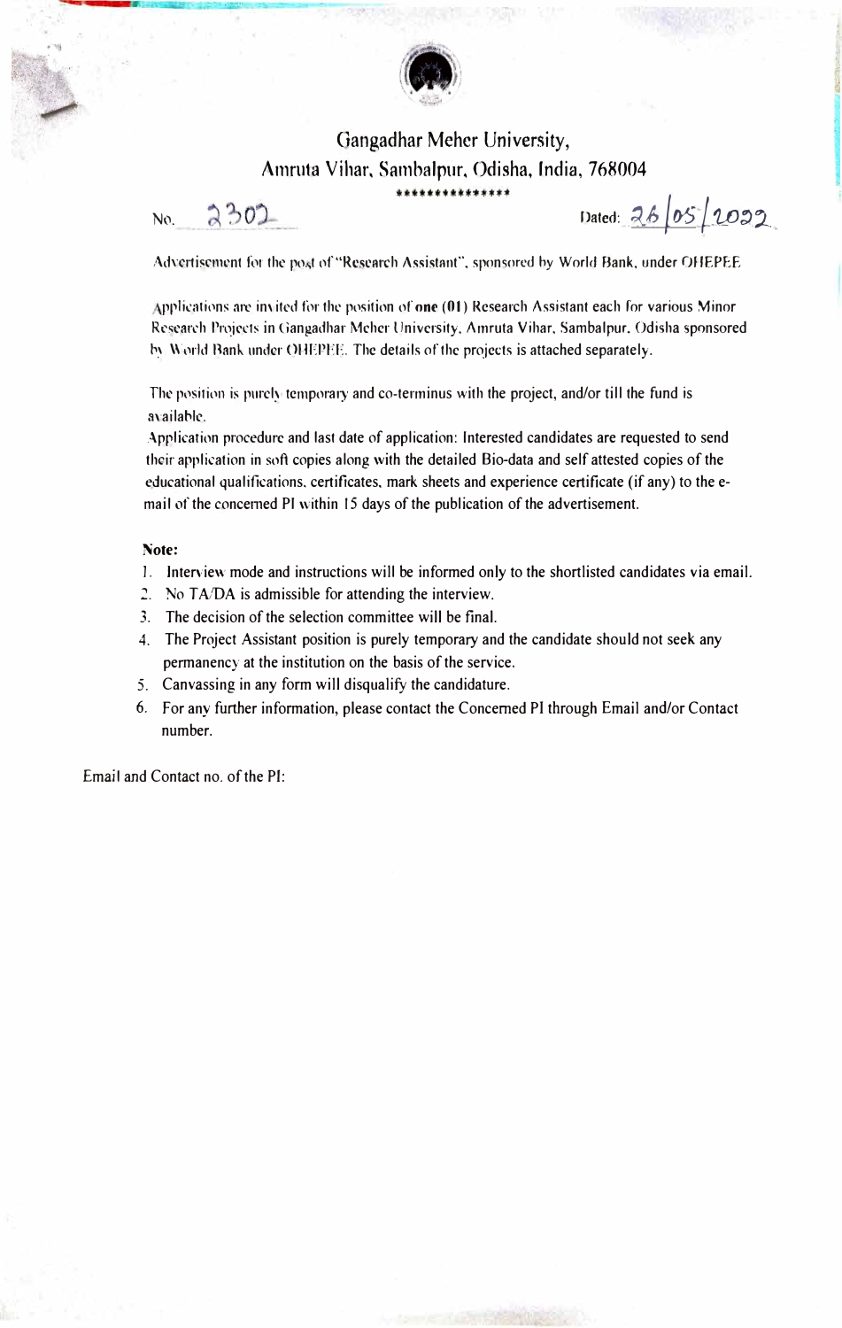# Gangadhar Meher University,

## Amruta Vihar, Sambalpur, Odisha, India, 768004

***************

No. 2302 Dated: 26/05/2022

Advertisement for the post of "Research Assistant", sponsored by World Bank, under OHEPEE

Applications are invited for the position of **one (01)** Research Assistant each for various Minor Research Projects in Gangadhar Meher University, Amruta Vihar, Sambalpur, Odisha sponsored by World Bank under OHEPEE. The details of the projects is attached separately.

The position is purely temporary and co-terminus with the project, and/or till the fund is available.

Application procedure and last date of application: Interested candidates are requested to send their application in soft copies along with the detailed Bio-data and self attested copies of the educational qualifications, certificates, mark sheets and experience certificate (if any) to the e-mail of the concerned PI within 15 days of the publication of the advertisement.

**Note:**

1. Interview mode and instructions will be informed only to the shortlisted candidates via email.
2. No TA/DA is admissible for attending the interview.
3. The decision of the selection committee will be final.
4. The Project Assistant position is purely temporary and the candidate should not seek any permanency at the institution on the basis of the service.
5. Canvassing in any form will disqualify the candidature.
6. For any further information, please contact the Concerned PI through Email and/or Contact number.

Email and Contact no. of the PI: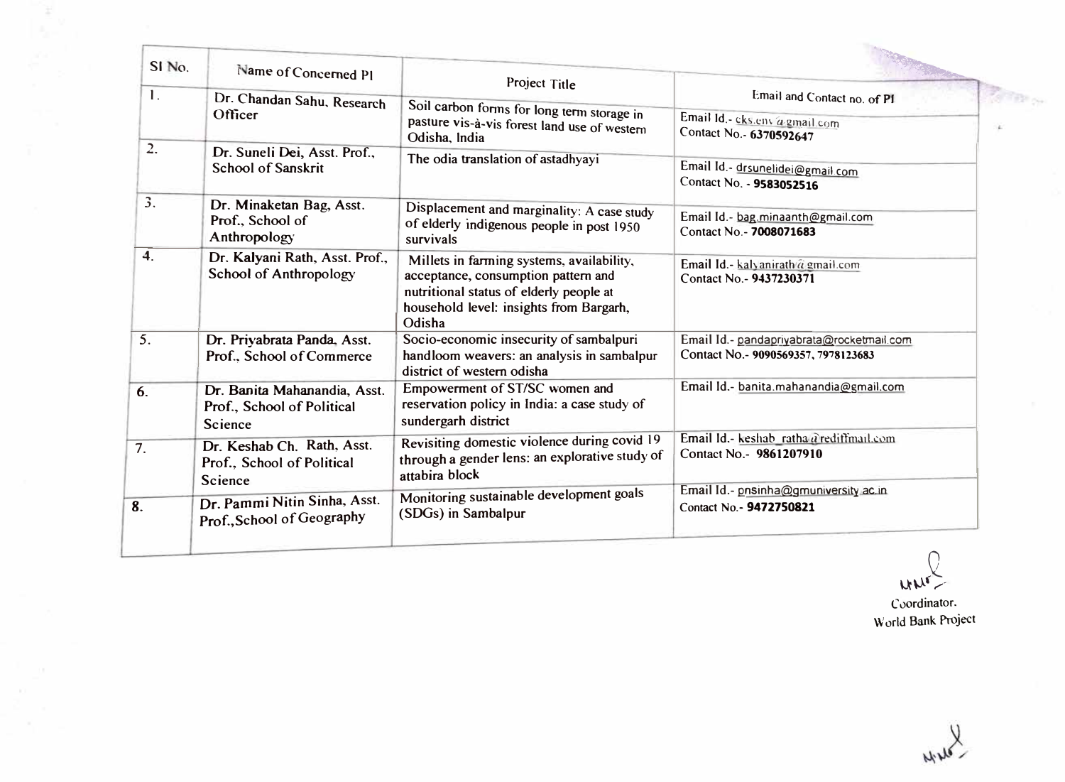| Sl No. | Name of Concerned PI | Project Title | Email and Contact no. of PI |
|---|---|---|---|
| 1. | Dr. Chandan Sahu, Research Officer | Soil carbon forms for long term storage in pasture vis-à-vis forest land use of western Odisha, India | Email Id.- cks.env@gmail.com<br>Contact No.- 6370592647 |
| 2. | Dr. Suneli Dei, Asst. Prof., School of Sanskrit | The odia translation of astadhyayi | Email Id.- drsunelidei@gmail.com<br>Contact No. - 9583052516 |
| 3. | Dr. Minaketan Bag, Asst. Prof., School of Anthropology | Displacement and marginality: A case study of elderly indigenous people in post 1950 survivals | Email Id.- bag.minaanth@gmail.com<br>Contact No.- 7008071683 |
| 4. | Dr. Kalyani Rath, Asst. Prof., School of Anthropology | Millets in farming systems, availability, acceptance, consumption pattern and nutritional status of elderly people at household level: insights from Bargarh, Odisha | Email Id.- kalyanirath@gmail.com<br>Contact No.- 9437230371 |
| 5. | Dr. Priyabrata Panda, Asst. Prof., School of Commerce | Socio-economic insecurity of sambalpuri handloom weavers: an analysis in sambalpur district of western odisha | Email Id.- pandapriyabrata@rocketmail.com<br>Contact No.- 9090569357, 7978123683 |
| 6. | Dr. Banita Mahanandia, Asst. Prof., School of Political Science | Empowerment of ST/SC women and reservation policy in India: a case study of sundergarh district | Email Id.- banita.mahanandia@gmail.com |
| 7. | Dr. Keshab Ch. Rath, Asst. Prof., School of Political Science | Revisiting domestic violence during covid 19 through a gender lens: an explorative study of attabira block | Email Id.- keshab_ratha@rediffmail.com<br>Contact No.- 9861207910 |
| 8. | Dr. Pammi Nitin Sinha, Asst. Prof., School of Geography | Monitoring sustainable development goals (SDGs) in Sambalpur | Email Id.- pnsinha@gmuniversity.ac.in<br>Contact No.- 9472750821 |

Coordinator.
World Bank Project